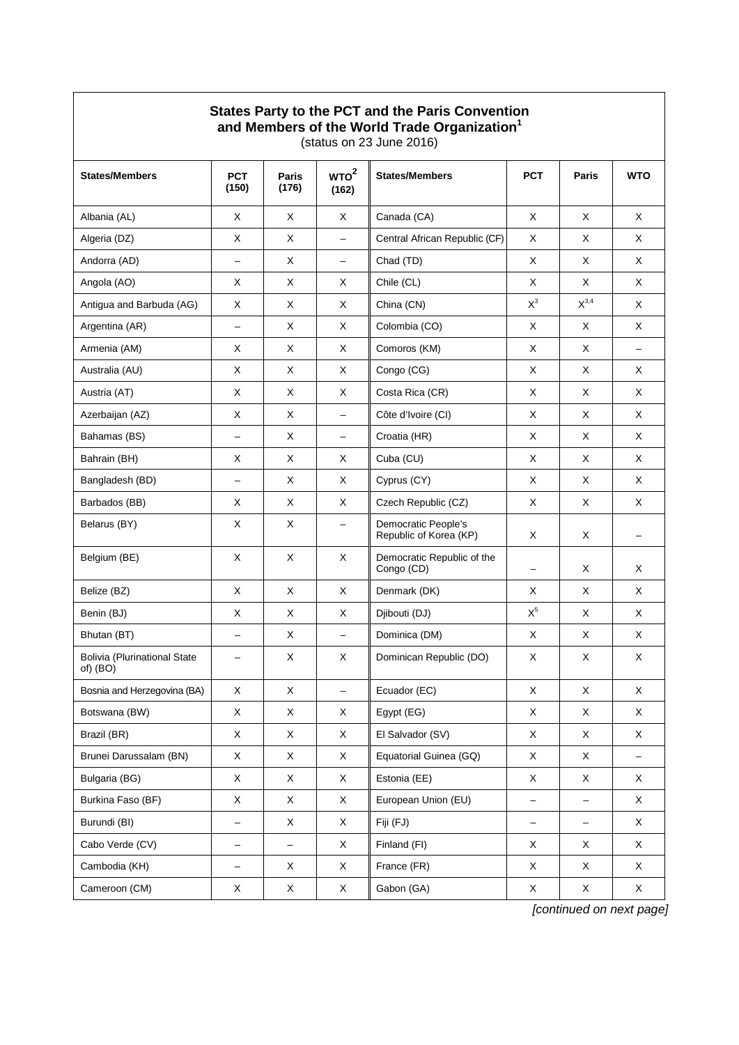**States Party to the PCT and the Paris Convention and Members of the World Trade Organization[1]**
(status on 23 June 2016)

| States/Members | PCT (150) | Paris (176) | WTO[2] (162) | States/Members | PCT | Paris | WTO |
|---|---|---|---|---|---|---|---|
| Albania (AL) | X | X | X | Canada (CA) | X | X | X |
| Algeria (DZ) | X | X | – | Central African Republic (CF) | X | X | X |
| Andorra (AD) | – | X | – | Chad (TD) | X | X | X |
| Angola (AO) | X | X | X | Chile (CL) | X | X | X |
| Antigua and Barbuda (AG) | X | X | X | China (CN) | X[3] | X[3,4] | X |
| Argentina (AR) | – | X | X | Colombia (CO) | X | X | X |
| Armenia (AM) | X | X | X | Comoros (KM) | X | X | – |
| Australia (AU) | X | X | X | Congo (CG) | X | X | X |
| Austria (AT) | X | X | X | Costa Rica (CR) | X | X | X |
| Azerbaijan (AZ) | X | X | – | Côte d'Ivoire (CI) | X | X | X |
| Bahamas (BS) | – | X | – | Croatia (HR) | X | X | X |
| Bahrain (BH) | X | X | X | Cuba (CU) | X | X | X |
| Bangladesh (BD) | – | X | X | Cyprus (CY) | X | X | X |
| Barbados (BB) | X | X | X | Czech Republic (CZ) | X | X | X |
| Belarus (BY) | X | X | – | Democratic People's Republic of Korea (KP) | X | X | – |
| Belgium (BE) | X | X | X | Democratic Republic of the Congo (CD) | – | X | X |
| Belize (BZ) | X | X | X | Denmark (DK) | X | X | X |
| Benin (BJ) | X | X | X | Djibouti (DJ) | X[5] | X | X |
| Bhutan (BT) | – | X | – | Dominica (DM) | X | X | X |
| Bolivia (Plurinational State of) (BO) | – | X | X | Dominican Republic (DO) | X | X | X |
| Bosnia and Herzegovina (BA) | X | X | – | Ecuador (EC) | X | X | X |
| Botswana (BW) | X | X | X | Egypt (EG) | X | X | X |
| Brazil (BR) | X | X | X | El Salvador (SV) | X | X | X |
| Brunei Darussalam (BN) | X | X | X | Equatorial Guinea (GQ) | X | X | – |
| Bulgaria (BG) | X | X | X | Estonia (EE) | X | X | X |
| Burkina Faso (BF) | X | X | X | European Union (EU) | – | – | X |
| Burundi (BI) | – | X | X | Fiji (FJ) | – | – | X |
| Cabo Verde (CV) | – | – | X | Finland (FI) | X | X | X |
| Cambodia (KH) | – | X | X | France (FR) | X | X | X |
| Cameroon (CM) | X | X | X | Gabon (GA) | X | X | X |

*[continued on next page]*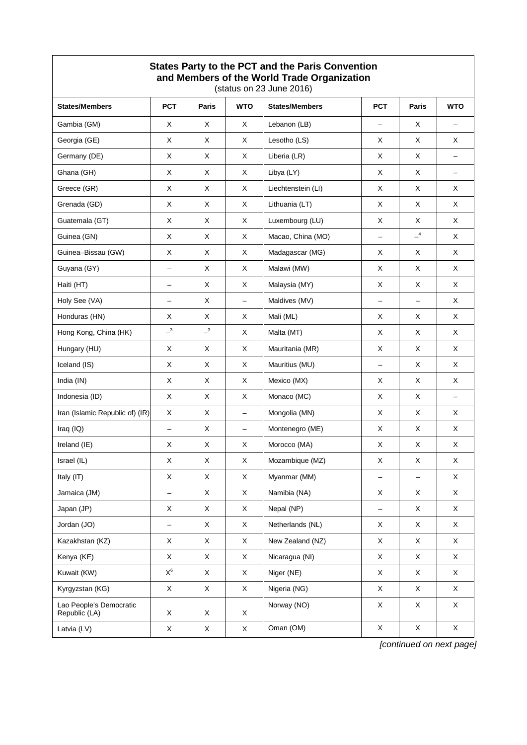**States Party to the PCT and the Paris Convention and Members of the World Trade Organization**
(status on 23 June 2016)

| States/Members | PCT | Paris | WTO | States/Members | PCT | Paris | WTO |
|---|---|---|---|---|---|---|---|
| Gambia (GM) | X | X | X | Lebanon (LB) | – | X | – |
| Georgia (GE) | X | X | X | Lesotho (LS) | X | X | X |
| Germany (DE) | X | X | X | Liberia (LR) | X | X | – |
| Ghana (GH) | X | X | X | Libya (LY) | X | X | – |
| Greece (GR) | X | X | X | Liechtenstein (LI) | X | X | X |
| Grenada (GD) | X | X | X | Lithuania (LT) | X | X | X |
| Guatemala (GT) | X | X | X | Luxembourg (LU) | X | X | X |
| Guinea (GN) | X | X | X | Macao, China (MO) | – | –[4] | X |
| Guinea–Bissau (GW) | X | X | X | Madagascar (MG) | X | X | X |
| Guyana (GY) | – | X | X | Malawi (MW) | X | X | X |
| Haiti (HT) | – | X | X | Malaysia (MY) | X | X | X |
| Holy See (VA) | – | X | – | Maldives (MV) | – | – | X |
| Honduras (HN) | X | X | X | Mali (ML) | X | X | X |
| Hong Kong, China (HK) | –[3] | –[3] | X | Malta (MT) | X | X | X |
| Hungary (HU) | X | X | X | Mauritania (MR) | X | X | X |
| Iceland (IS) | X | X | X | Mauritius (MU) | – | X | X |
| India (IN) | X | X | X | Mexico (MX) | X | X | X |
| Indonesia (ID) | X | X | X | Monaco (MC) | X | X | – |
| Iran (Islamic Republic of) (IR) | X | X | – | Mongolia (MN) | X | X | X |
| Iraq (IQ) | – | X | – | Montenegro (ME) | X | X | X |
| Ireland (IE) | X | X | X | Morocco (MA) | X | X | X |
| Israel (IL) | X | X | X | Mozambique (MZ) | X | X | X |
| Italy (IT) | X | X | X | Myanmar (MM) | – | – | X |
| Jamaica (JM) | – | X | X | Namibia (NA) | X | X | X |
| Japan (JP) | X | X | X | Nepal (NP) | – | X | X |
| Jordan (JO) | – | X | X | Netherlands (NL) | X | X | X |
| Kazakhstan (KZ) | X | X | X | New Zealand (NZ) | X | X | X |
| Kenya (KE) | X | X | X | Nicaragua (NI) | X | X | X |
| Kuwait (KW) | X[6] | X | X | Niger (NE) | X | X | X |
| Kyrgyzstan (KG) | X | X | X | Nigeria (NG) | X | X | X |
| Lao People's Democratic Republic (LA) | X | X | X | Norway (NO) | X | X | X |
| Latvia (LV) | X | X | X | Oman (OM) | X | X | X |

*[continued on next page]*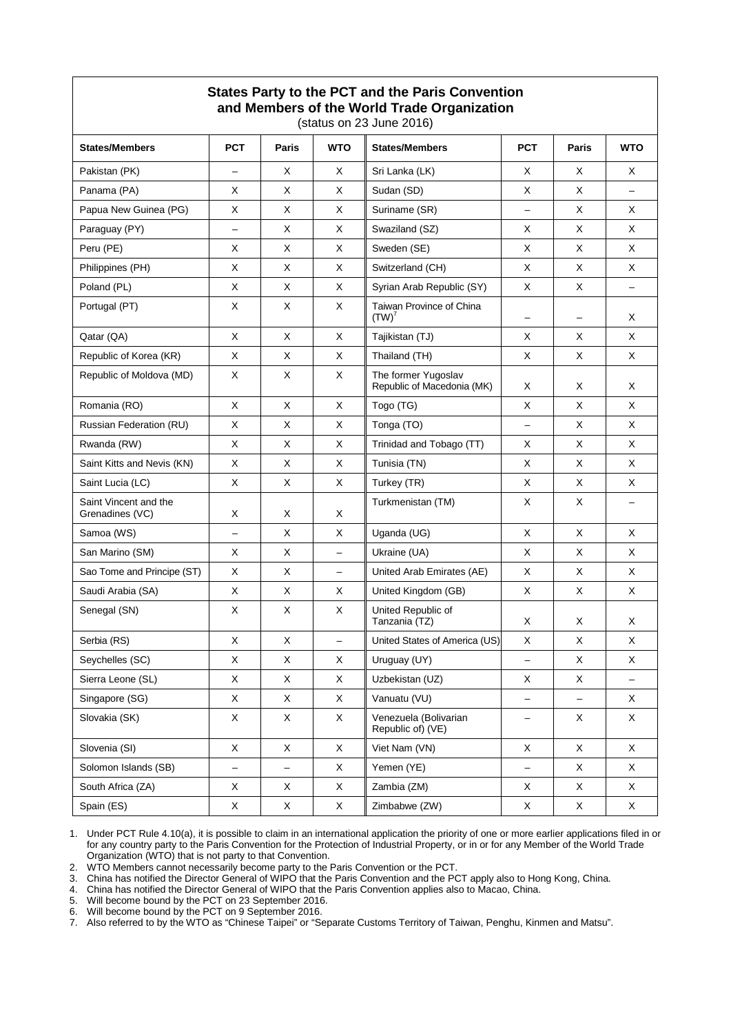## States Party to the PCT and the Paris Convention and Members of the World Trade Organization

(status on 23 June 2016)

| States/Members | PCT | Paris | WTO | States/Members | PCT | Paris | WTO |
|---|---|---|---|---|---|---|---|
| Pakistan (PK) | – | X | X | Sri Lanka (LK) | X | X | X |
| Panama (PA) | X | X | X | Sudan (SD) | X | X | – |
| Papua New Guinea (PG) | X | X | X | Suriname (SR) | – | X | X |
| Paraguay (PY) | – | X | X | Swaziland (SZ) | X | X | X |
| Peru (PE) | X | X | X | Sweden (SE) | X | X | X |
| Philippines (PH) | X | X | X | Switzerland (CH) | X | X | X |
| Poland (PL) | X | X | X | Syrian Arab Republic (SY) | X | X | – |
| Portugal (PT) | X | X | X | Taiwan Province of China (TW)[7] | – | – | X |
| Qatar (QA) | X | X | X | Tajikistan (TJ) | X | X | X |
| Republic of Korea (KR) | X | X | X | Thailand (TH) | X | X | X |
| Republic of Moldova (MD) | X | X | X | The former Yugoslav Republic of Macedonia (MK) | X | X | X |
| Romania (RO) | X | X | X | Togo (TG) | X | X | X |
| Russian Federation (RU) | X | X | X | Tonga (TO) | – | X | X |
| Rwanda (RW) | X | X | X | Trinidad and Tobago (TT) | X | X | X |
| Saint Kitts and Nevis (KN) | X | X | X | Tunisia (TN) | X | X | X |
| Saint Lucia (LC) | X | X | X | Turkey (TR) | X | X | X |
| Saint Vincent and the Grenadines (VC) | X | X | X | Turkmenistan (TM) | X | X | – |
| Samoa (WS) | – | X | X | Uganda (UG) | X | X | X |
| San Marino (SM) | X | X | – | Ukraine (UA) | X | X | X |
| Sao Tome and Principe (ST) | X | X | – | United Arab Emirates (AE) | X | X | X |
| Saudi Arabia (SA) | X | X | X | United Kingdom (GB) | X | X | X |
| Senegal (SN) | X | X | X | United Republic of Tanzania (TZ) | X | X | X |
| Serbia (RS) | X | X | – | United States of America (US) | X | X | X |
| Seychelles (SC) | X | X | X | Uruguay (UY) | – | X | X |
| Sierra Leone (SL) | X | X | X | Uzbekistan (UZ) | X | X | – |
| Singapore (SG) | X | X | X | Vanuatu (VU) | – | – | X |
| Slovakia (SK) | X | X | X | Venezuela (Bolivarian Republic of) (VE) | – | X | X |
| Slovenia (SI) | X | X | X | Viet Nam (VN) | X | X | X |
| Solomon Islands (SB) | – | – | X | Yemen (YE) | – | X | X |
| South Africa (ZA) | X | X | X | Zambia (ZM) | X | X | X |
| Spain (ES) | X | X | X | Zimbabwe (ZW) | X | X | X |

1. Under PCT Rule 4.10(a), it is possible to claim in an international application the priority of one or more earlier applications filed in or for any country party to the Paris Convention for the Protection of Industrial Property, or in or for any Member of the World Trade Organization (WTO) that is not party to that Convention.
2. WTO Members cannot necessarily become party to the Paris Convention or the PCT.
3. China has notified the Director General of WIPO that the Paris Convention and the PCT apply also to Hong Kong, China.
4. China has notified the Director General of WIPO that the Paris Convention applies also to Macao, China.
5. Will become bound by the PCT on 23 September 2016.
6. Will become bound by the PCT on 9 September 2016.
7. Also referred to by the WTO as "Chinese Taipei" or "Separate Customs Territory of Taiwan, Penghu, Kinmen and Matsu".